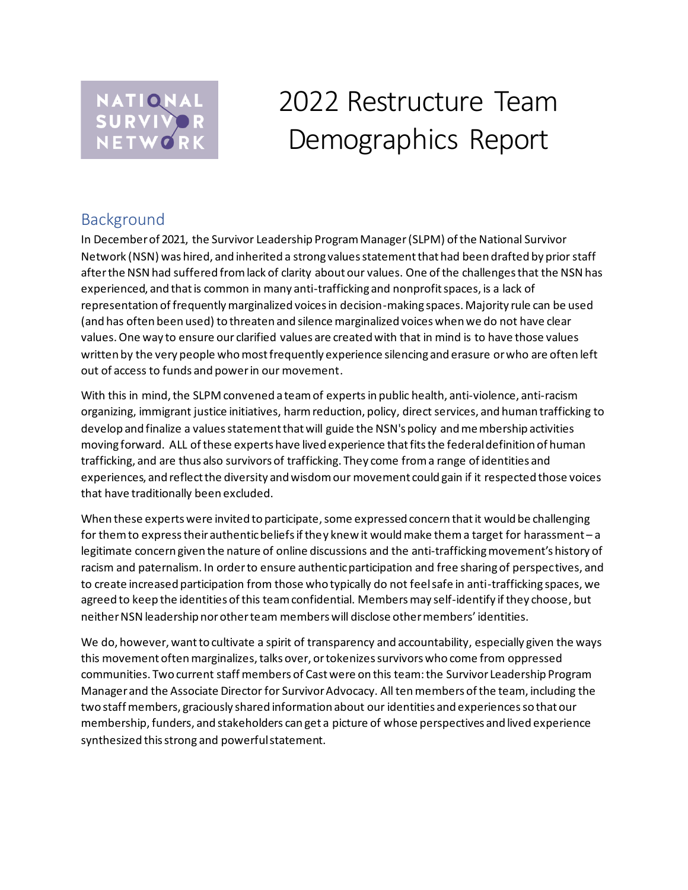# 2022 Restructure Team Demographics Report

## Background

In December of 2021, the Survivor Leadership Program Manager (SLPM) of the National Survivor Network (NSN) was hired, and inherited a strong values statement that had been drafted by prior staff after the NSN had suffered from lack of clarity about our values. One of the challenges that the NSN has experienced, and that is common in many anti-trafficking and nonprofit spaces, is a lack of representation of frequently marginalized voices in decision-making spaces. Majority rule can be used (and has often been used) to threaten and silence marginalized voices when we do not have clear values. One way to ensure our clarified values are created with that in mind is to have those values written by the very people who most frequently experience silencing and erasure or who are often left out of access to funds and power in our movement.

With this in mind, the SLPM convened a team of experts in public health, anti-violence, anti-racism organizing, immigrant justice initiatives, harm reduction, policy, direct services, and human trafficking to develop and finalize a values statement that will guide the NSN's policy and membership activities moving forward. ALL of these experts have lived experience that fits the federal definition of human trafficking, and are thus also survivors of trafficking. They come from a range of identities and experiences, and reflect the diversity and wisdom our movement could gain if it respected those voices that have traditionally been excluded.

When these experts were invited to participate, some expressed concern that it would be challenging for them to express their authentic beliefs if they knew it would make them a target for harassment – a legitimate concern given the nature of online discussions and the anti-trafficking movement's history of racism and paternalism. In order to ensure authentic participation and free sharing of perspectives, and to create increased participation from those who typically do not feel safe in anti-trafficking spaces, we agreed to keep the identities of this team confidential. Members may self-identify if they choose, but neither NSN leadership nor other team members will disclose other members' identities.

We do, however, want to cultivate a spirit of transparency and accountability, especially given the ways this movement often marginalizes, talks over, or tokenizes survivors who come from oppressed communities. Two current staff members of Cast were on this team: the Survivor Leadership Program Manager and the Associate Director for Survivor Advocacy. All ten members of the team, including the two staff members, graciously shared information about our identities and experiences so that our membership, funders, and stakeholders can get a picture of whose perspectives and lived experience synthesized this strong and powerful statement.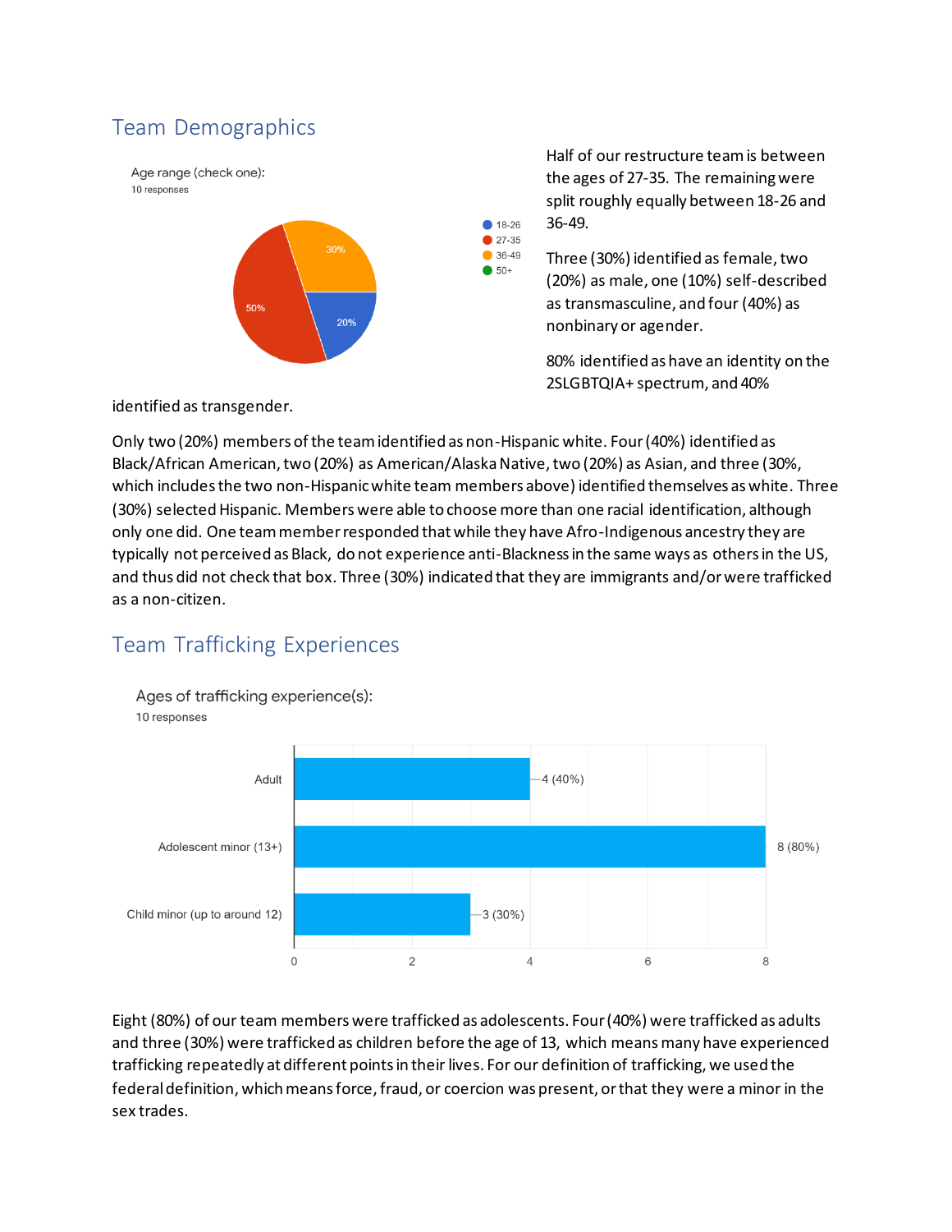## Team Demographics

Age range (check one):
10 responses

| Age range | Percentage |
|---|---|
| 18-26 | 20% |
| 27-35 | 50% |
| 36-49 | 30% |
| 50+ | |

Half of our restructure team is between the ages of 27-35. The remaining were split roughly equally between 18-26 and 36-49.

Three (30%) identified as female, two (20%) as male, one (10%) self-described as transmasculine, and four (40%) as nonbinary or agender.

80% identified as have an identity on the 2SLGBTQIA+ spectrum, and 40% identified as transgender.

Only two (20%) members of the team identified as non-Hispanic white. Four (40%) identified as Black/African American, two (20%) as American/Alaska Native, two (20%) as Asian, and three (30%, which includes the two non-Hispanic white team members above) identified themselves as white. Three (30%) selected Hispanic. Members were able to choose more than one racial identification, although only one did. One team member responded that while they have Afro-Indigenous ancestry they are typically not perceived as Black, do not experience anti-Blackness in the same ways as others in the US, and thus did not check that box. Three (30%) indicated that they are immigrants and/or were trafficked as a non-citizen.

## Team Trafficking Experiences

Ages of trafficking experience(s):
10 responses

| Age of trafficking experience | Responses |
|---|---|
| Adult | 4 (40%) |
| Adolescent minor (13+) | 8 (80%) |
| Child minor (up to around 12) | 3 (30%) |

Eight (80%) of our team members were trafficked as adolescents. Four (40%) were trafficked as adults and three (30%) were trafficked as children before the age of 13, which means many have experienced trafficking repeatedly at different points in their lives. For our definition of trafficking, we used the federal definition, which means force, fraud, or coercion was present, or that they were a minor in the sex trades.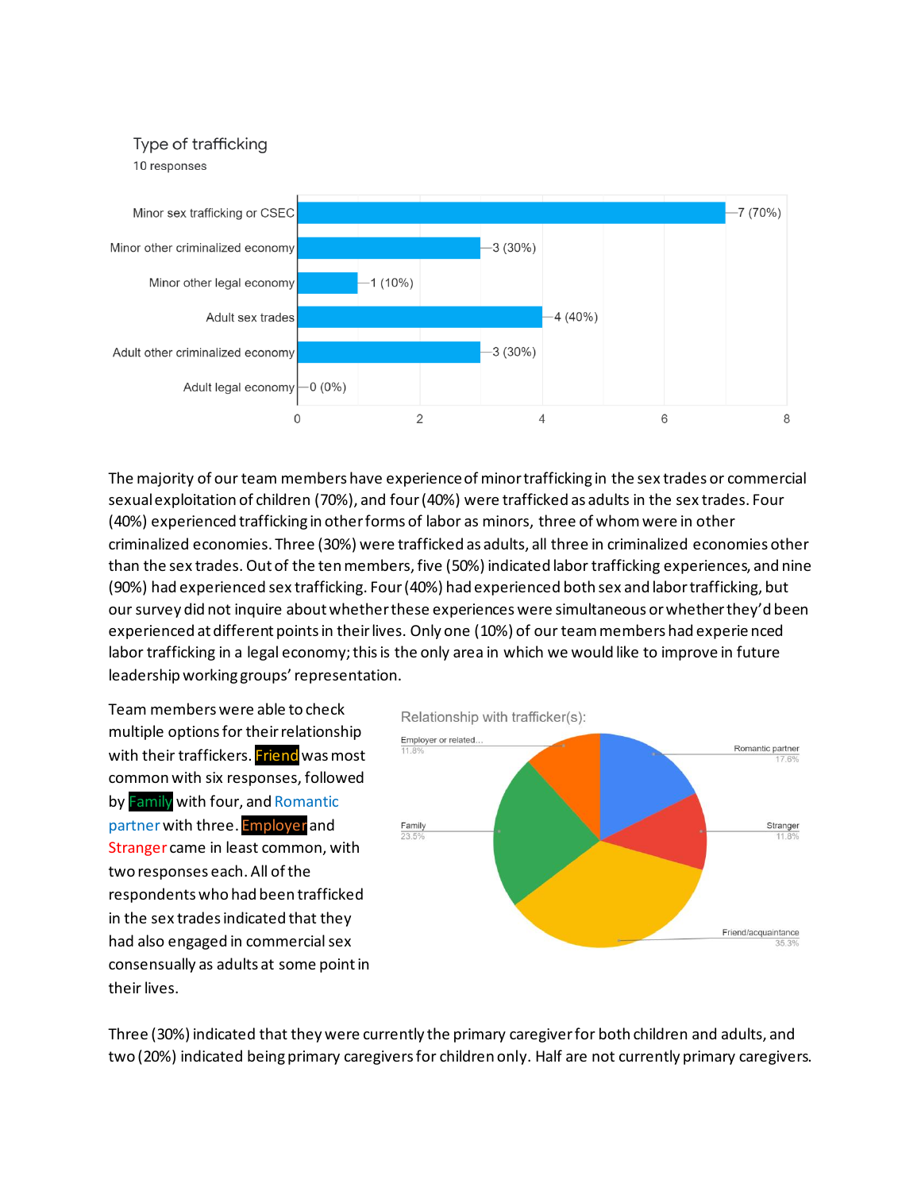Type of trafficking

10 responses

| Type | Count (%) |
|---|---|
| Minor sex trafficking or CSEC | 7 (70%) |
| Minor other criminalized economy | 3 (30%) |
| Minor other legal economy | 1 (10%) |
| Adult sex trades | 4 (40%) |
| Adult other criminalized economy | 3 (30%) |
| Adult legal economy | 0 (0%) |

The majority of our team members have experience of minor trafficking in the sex trades or commercial sexual exploitation of children (70%), and four (40%) were trafficked as adults in the sex trades. Four (40%) experienced trafficking in other forms of labor as minors, three of whom were in other criminalized economies. Three (30%) were trafficked as adults, all three in criminalized economies other than the sex trades. Out of the ten members, five (50%) indicated labor trafficking experiences, and nine (90%) had experienced sex trafficking. Four (40%) had experienced both sex and labor trafficking, but our survey did not inquire about whether these experiences were simultaneous or whether they'd been experienced at different points in their lives. Only one (10%) of our team members had experienced labor trafficking in a legal economy; this is the only area in which we would like to improve in future leadership working groups' representation.

Team members were able to check multiple options for their relationship with their traffickers. Friend was most common with six responses, followed by Family with four, and Romantic partner with three. Employer and Stranger came in least common, with two responses each. All of the respondents who had been trafficked in the sex trades indicated that they had also engaged in commercial sex consensually as adults at some point in their lives.

Relationship with trafficker(s):

| Relationship | Percentage |
|---|---|
| Friend/acquaintance | 35.3% |
| Family | 23.5% |
| Romantic partner | 17.6% |
| Employer or related... | 11.8% |
| Stranger | 11.8% |

Three (30%) indicated that they were currently the primary caregiver for both children and adults, and two (20%) indicated being primary caregivers for children only. Half are not currently primary caregivers.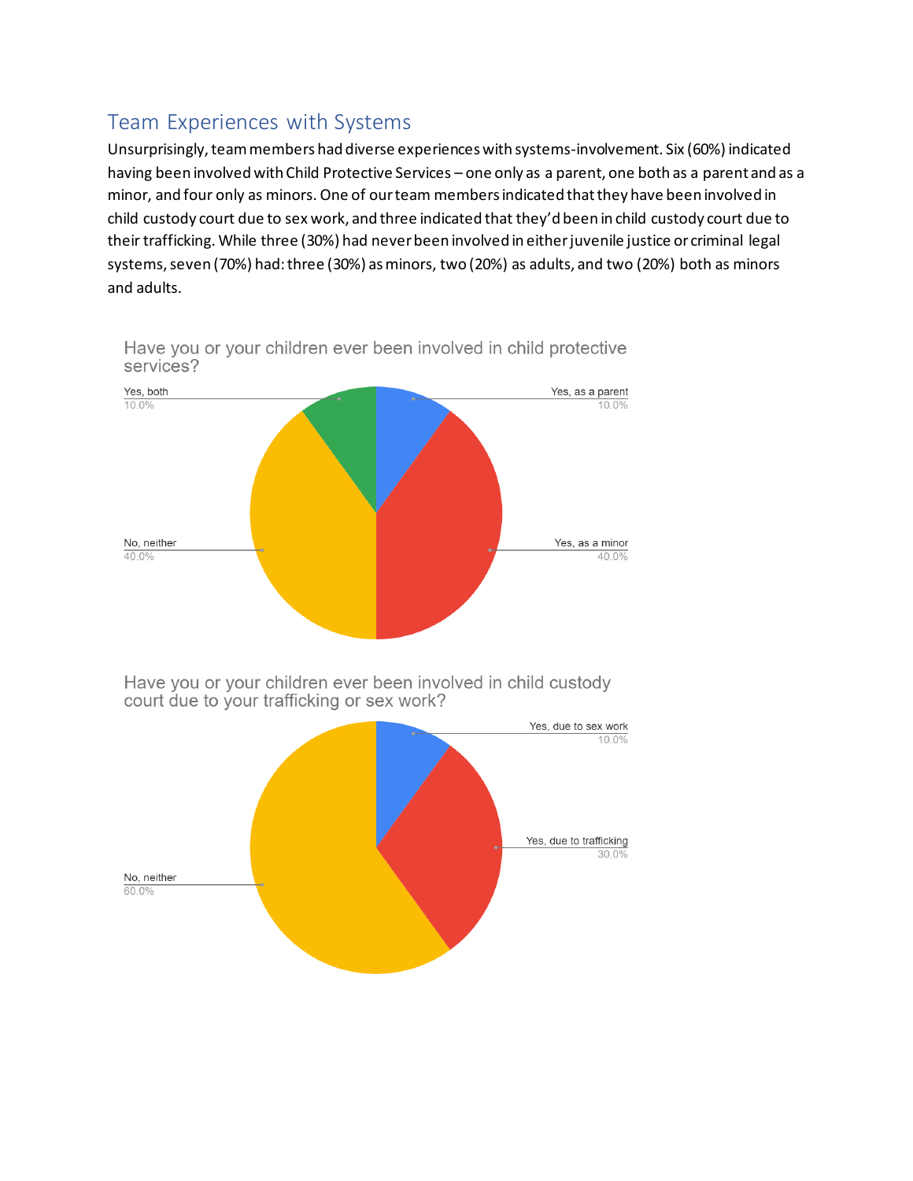## Team Experiences with Systems

Unsurprisingly, team members had diverse experiences with systems-involvement. Six (60%) indicated having been involved with Child Protective Services – one only as a parent, one both as a parent and as a minor, and four only as minors. One of our team members indicated that they have been involved in child custody court due to sex work, and three indicated that they'd been in child custody court due to their trafficking. While three (30%) had never been involved in either juvenile justice or criminal legal systems, seven (70%) had: three (30%) as minors, two (20%) as adults, and two (20%) both as minors and adults.

Have you or your children ever been involved in child protective services?

| Response | Percentage |
| --- | --- |
| Yes, as a parent | 10.0% |
| Yes, as a minor | 40.0% |
| No, neither | 40.0% |
| Yes, both | 10.0% |

Have you or your children ever been involved in child custody court due to your trafficking or sex work?

| Response | Percentage |
| --- | --- |
| Yes, due to sex work | 10.0% |
| Yes, due to trafficking | 30.0% |
| No, neither | 60.0% |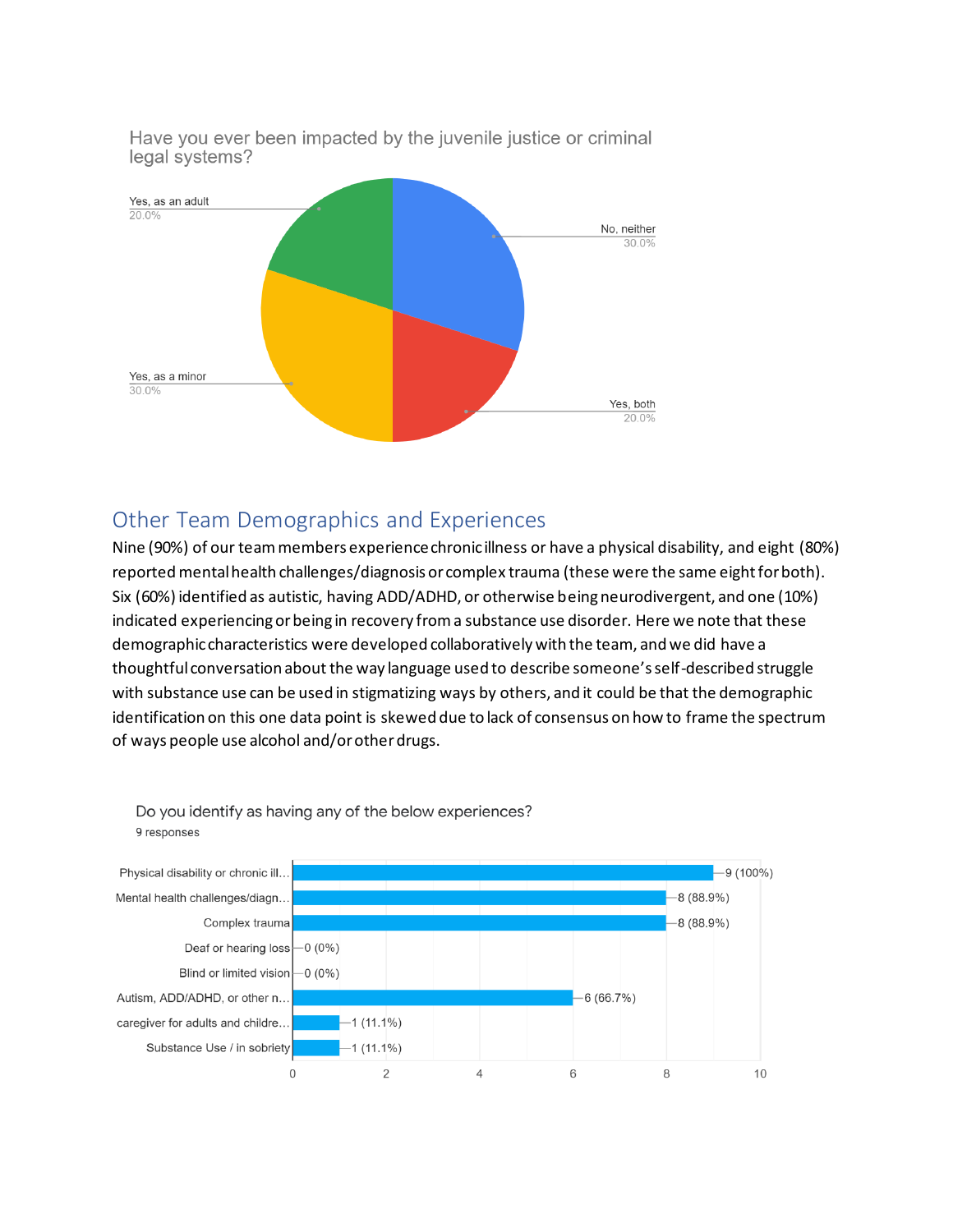Have you ever been impacted by the juvenile justice or criminal legal systems?

| Response | Percentage |
|---|---|
| No, neither | 30.0% |
| Yes, both | 20.0% |
| Yes, as a minor | 30.0% |
| Yes, as an adult | 20.0% |

## Other Team Demographics and Experiences

Nine (90%) of our team members experience chronic illness or have a physical disability, and eight (80%) reported mental health challenges/diagnosis or complex trauma (these were the same eight for both). Six (60%) identified as autistic, having ADD/ADHD, or otherwise being neurodivergent, and one (10%) indicated experiencing or being in recovery from a substance use disorder. Here we note that these demographic characteristics were developed collaboratively with the team, and we did have a thoughtful conversation about the way language used to describe someone's self-described struggle with substance use can be used in stigmatizing ways by others, and it could be that the demographic identification on this one data point is skewed due to lack of consensus on how to frame the spectrum of ways people use alcohol and/or other drugs.

Do you identify as having any of the below experiences?
9 responses

| Experience | Responses |
|---|---|
| Physical disability or chronic ill… | 9 (100%) |
| Mental health challenges/diagn… | 8 (88.9%) |
| Complex trauma | 8 (88.9%) |
| Deaf or hearing loss | 0 (0%) |
| Blind or limited vision | 0 (0%) |
| Autism, ADD/ADHD, or other n… | 6 (66.7%) |
| caregiver for adults and childre… | 1 (11.1%) |
| Substance Use / in sobriety | 1 (11.1%) |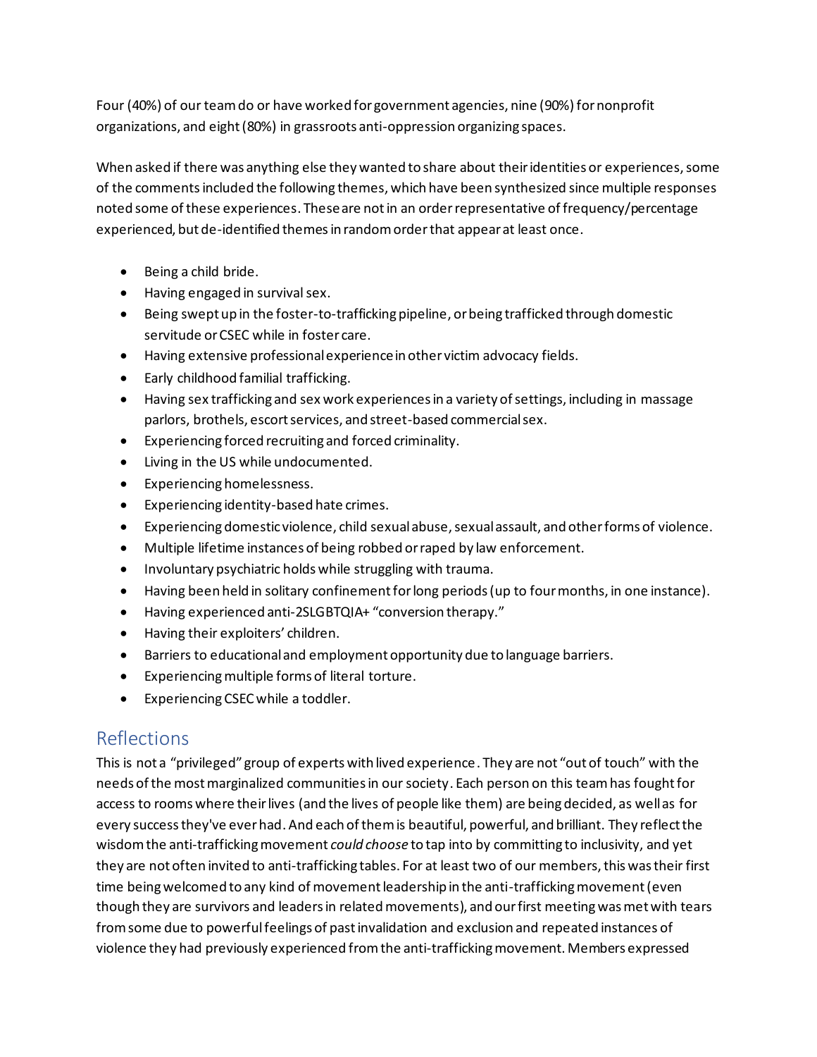Four (40%) of our team do or have worked for government agencies, nine (90%) for nonprofit organizations, and eight (80%) in grassroots anti-oppression organizing spaces.

When asked if there was anything else they wanted to share about their identities or experiences, some of the comments included the following themes, which have been synthesized since multiple responses noted some of these experiences. These are not in an order representative of frequency/percentage experienced, but de-identified themes in random order that appear at least once.

- Being a child bride.
- Having engaged in survival sex.
- Being swept up in the foster-to-trafficking pipeline, or being trafficked through domestic servitude or CSEC while in foster care.
- Having extensive professional experience in other victim advocacy fields.
- Early childhood familial trafficking.
- Having sex trafficking and sex work experiences in a variety of settings, including in massage parlors, brothels, escort services, and street-based commercial sex.
- Experiencing forced recruiting and forced criminality.
- Living in the US while undocumented.
- Experiencing homelessness.
- Experiencing identity-based hate crimes.
- Experiencing domestic violence, child sexual abuse, sexual assault, and other forms of violence.
- Multiple lifetime instances of being robbed or raped by law enforcement.
- Involuntary psychiatric holds while struggling with trauma.
- Having been held in solitary confinement for long periods (up to four months, in one instance).
- Having experienced anti-2SLGBTQIA+ "conversion therapy."
- Having their exploiters' children.
- Barriers to educational and employment opportunity due to language barriers.
- Experiencing multiple forms of literal torture.
- Experiencing CSEC while a toddler.

## Reflections

This is not a "privileged" group of experts with lived experience. They are not "out of touch" with the needs of the most marginalized communities in our society. Each person on this team has fought for access to rooms where their lives (and the lives of people like them) are being decided, as well as for every success they've ever had. And each of them is beautiful, powerful, and brilliant. They reflect the wisdom the anti-trafficking movement *could choose* to tap into by committing to inclusivity, and yet they are not often invited to anti-trafficking tables. For at least two of our members, this was their first time being welcomed to any kind of movement leadership in the anti-trafficking movement (even though they are survivors and leaders in related movements), and our first meeting was met with tears from some due to powerful feelings of past invalidation and exclusion and repeated instances of violence they had previously experienced from the anti-trafficking movement. Members expressed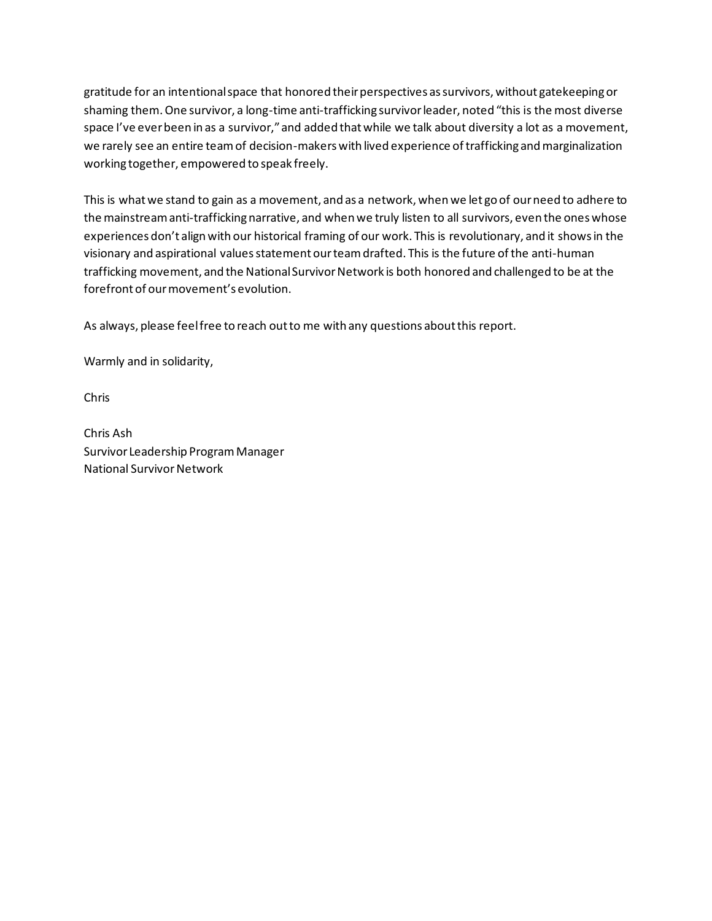gratitude for an intentional space that honored their perspectives as survivors, without gatekeeping or shaming them. One survivor, a long-time anti-trafficking survivor leader, noted "this is the most diverse space I've ever been in as a survivor," and added that while we talk about diversity a lot as a movement, we rarely see an entire team of decision-makers with lived experience of trafficking and marginalization working together, empowered to speak freely.

This is what we stand to gain as a movement, and as a network, when we let go of our need to adhere to the mainstream anti-trafficking narrative, and when we truly listen to all survivors, even the ones whose experiences don't align with our historical framing of our work. This is revolutionary, and it shows in the visionary and aspirational values statement our team drafted. This is the future of the anti-human trafficking movement, and the National Survivor Network is both honored and challenged to be at the forefront of our movement's evolution.

As always, please feel free to reach out to me with any questions about this report.

Warmly and in solidarity,

Chris

Chris Ash
Survivor Leadership Program Manager
National Survivor Network